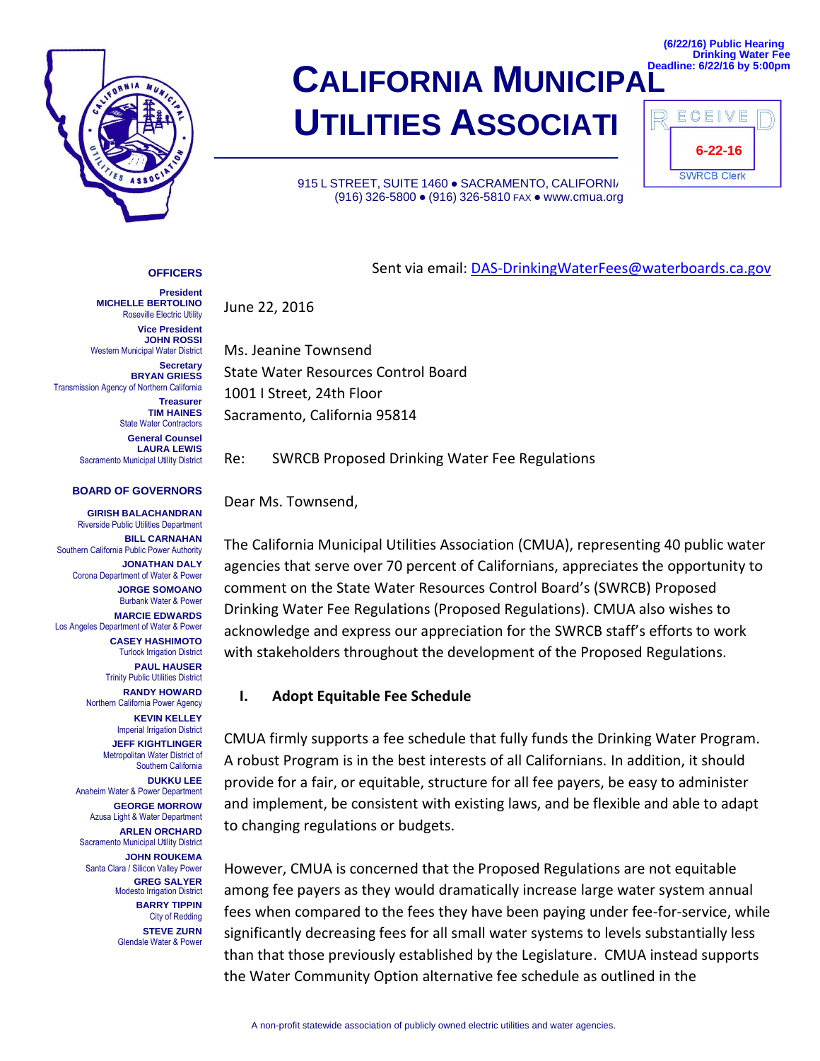(6/22/16) Public Hearing
Drinking Water Fee
Deadline: 6/22/16 by 5:00pm

# CALIFORNIA MUNICIPAL UTILITIES ASSOCIATI

RECEIVED
6-22-16
SWRCB Clerk

915 L STREET, SUITE 1460 ● SACRAMENTO, CALIFORNI/
(916) 326-5800 ● (916) 326-5810 FAX ● www.cmua.org

**OFFICERS**

**President**
**MICHELLE BERTOLINO**
Roseville Electric Utility

**Vice President**
**JOHN ROSSI**
Western Municipal Water District

**Secretary**
**BRYAN GRIESS**
Transmission Agency of Northern California

**Treasurer**
**TIM HAINES**
State Water Contractors

**General Counsel**
**LAURA LEWIS**
Sacramento Municipal Utility District

**BOARD OF GOVERNORS**

**GIRISH BALACHANDRAN**
Riverside Public Utilities Department

**BILL CARNAHAN**
Southern California Public Power Authority

**JONATHAN DALY**
Corona Department of Water & Power

**JORGE SOMOANO**
Burbank Water & Power

**MARCIE EDWARDS**
Los Angeles Department of Water & Power

**CASEY HASHIMOTO**
Turlock Irrigation District

**PAUL HAUSER**
Trinity Public Utilities District

**RANDY HOWARD**
Northern California Power Agency

**KEVIN KELLEY**
Imperial Irrigation District

**JEFF KIGHTLINGER**
Metropolitan Water District of Southern California

**DUKKU LEE**
Anaheim Water & Power Department

**GEORGE MORROW**
Azusa Light & Water Department

**ARLEN ORCHARD**
Sacramento Municipal Utility District

**JOHN ROUKEMA**
Santa Clara / Silicon Valley Power

**GREG SALYER**
Modesto Irrigation District

**BARRY TIPPIN**
City of Redding

**STEVE ZURN**
Glendale Water & Power

Sent via email: DAS-DrinkingWaterFees@waterboards.ca.gov

June 22, 2016

Ms. Jeanine Townsend
State Water Resources Control Board
1001 I Street, 24th Floor
Sacramento, California 95814

Re: SWRCB Proposed Drinking Water Fee Regulations

Dear Ms. Townsend,

The California Municipal Utilities Association (CMUA), representing 40 public water agencies that serve over 70 percent of Californians, appreciates the opportunity to comment on the State Water Resources Control Board's (SWRCB) Proposed Drinking Water Fee Regulations (Proposed Regulations). CMUA also wishes to acknowledge and express our appreciation for the SWRCB staff's efforts to work with stakeholders throughout the development of the Proposed Regulations.

## I. Adopt Equitable Fee Schedule

CMUA firmly supports a fee schedule that fully funds the Drinking Water Program. A robust Program is in the best interests of all Californians. In addition, it should provide for a fair, or equitable, structure for all fee payers, be easy to administer and implement, be consistent with existing laws, and be flexible and able to adapt to changing regulations or budgets.

However, CMUA is concerned that the Proposed Regulations are not equitable among fee payers as they would dramatically increase large water system annual fees when compared to the fees they have been paying under fee-for-service, while significantly decreasing fees for all small water systems to levels substantially less than that those previously established by the Legislature. CMUA instead supports the Water Community Option alternative fee schedule as outlined in the

A non-profit statewide association of publicly owned electric utilities and water agencies.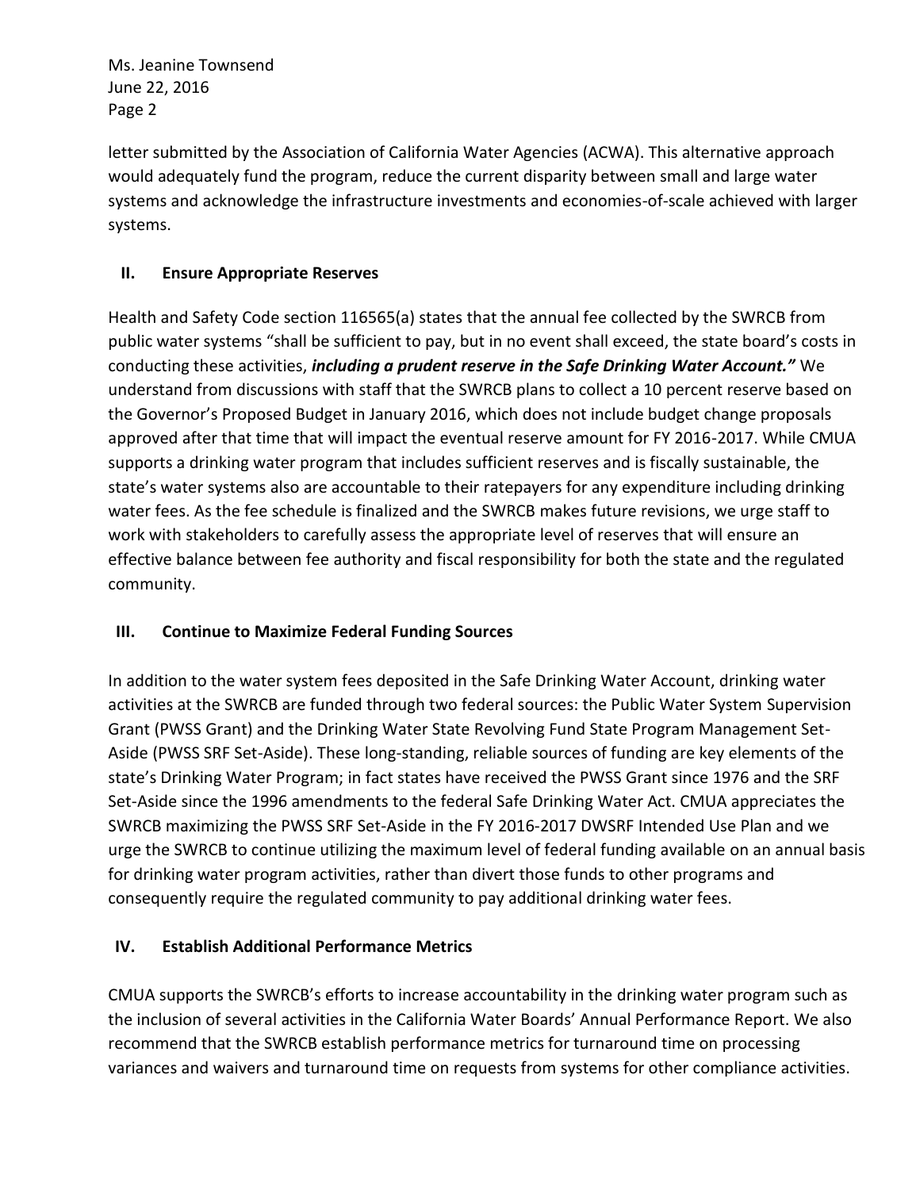letter submitted by the Association of California Water Agencies (ACWA). This alternative approach would adequately fund the program, reduce the current disparity between small and large water systems and acknowledge the infrastructure investments and economies-of-scale achieved with larger systems.

## II. Ensure Appropriate Reserves

Health and Safety Code section 116565(a) states that the annual fee collected by the SWRCB from public water systems "shall be sufficient to pay, but in no event shall exceed, the state board's costs in conducting these activities, ***including a prudent reserve in the Safe Drinking Water Account."*** We understand from discussions with staff that the SWRCB plans to collect a 10 percent reserve based on the Governor's Proposed Budget in January 2016, which does not include budget change proposals approved after that time that will impact the eventual reserve amount for FY 2016-2017. While CMUA supports a drinking water program that includes sufficient reserves and is fiscally sustainable, the state's water systems also are accountable to their ratepayers for any expenditure including drinking water fees. As the fee schedule is finalized and the SWRCB makes future revisions, we urge staff to work with stakeholders to carefully assess the appropriate level of reserves that will ensure an effective balance between fee authority and fiscal responsibility for both the state and the regulated community.

## III. Continue to Maximize Federal Funding Sources

In addition to the water system fees deposited in the Safe Drinking Water Account, drinking water activities at the SWRCB are funded through two federal sources: the Public Water System Supervision Grant (PWSS Grant) and the Drinking Water State Revolving Fund State Program Management Set-Aside (PWSS SRF Set-Aside). These long-standing, reliable sources of funding are key elements of the state's Drinking Water Program; in fact states have received the PWSS Grant since 1976 and the SRF Set-Aside since the 1996 amendments to the federal Safe Drinking Water Act. CMUA appreciates the SWRCB maximizing the PWSS SRF Set-Aside in the FY 2016-2017 DWSRF Intended Use Plan and we urge the SWRCB to continue utilizing the maximum level of federal funding available on an annual basis for drinking water program activities, rather than divert those funds to other programs and consequently require the regulated community to pay additional drinking water fees.

## IV. Establish Additional Performance Metrics

CMUA supports the SWRCB's efforts to increase accountability in the drinking water program such as the inclusion of several activities in the California Water Boards' Annual Performance Report. We also recommend that the SWRCB establish performance metrics for turnaround time on processing variances and waivers and turnaround time on requests from systems for other compliance activities.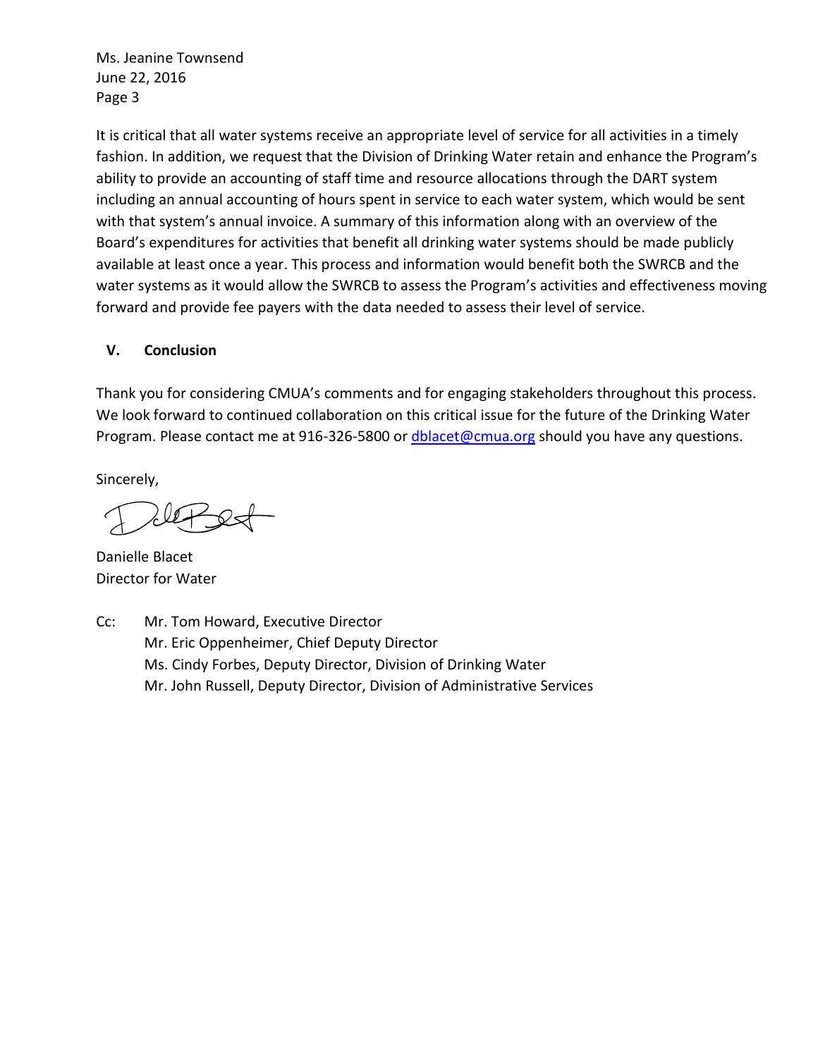It is critical that all water systems receive an appropriate level of service for all activities in a timely fashion. In addition, we request that the Division of Drinking Water retain and enhance the Program's ability to provide an accounting of staff time and resource allocations through the DART system including an annual accounting of hours spent in service to each water system, which would be sent with that system's annual invoice. A summary of this information along with an overview of the Board's expenditures for activities that benefit all drinking water systems should be made publicly available at least once a year. This process and information would benefit both the SWRCB and the water systems as it would allow the SWRCB to assess the Program's activities and effectiveness moving forward and provide fee payers with the data needed to assess their level of service.

## V. Conclusion

Thank you for considering CMUA's comments and for engaging stakeholders throughout this process. We look forward to continued collaboration on this critical issue for the future of the Drinking Water Program. Please contact me at 916-326-5800 or dblacet@cmua.org should you have any questions.

Sincerely,

Danielle Blacet
Director for Water

Cc: Mr. Tom Howard, Executive Director
Mr. Eric Oppenheimer, Chief Deputy Director
Ms. Cindy Forbes, Deputy Director, Division of Drinking Water
Mr. John Russell, Deputy Director, Division of Administrative Services